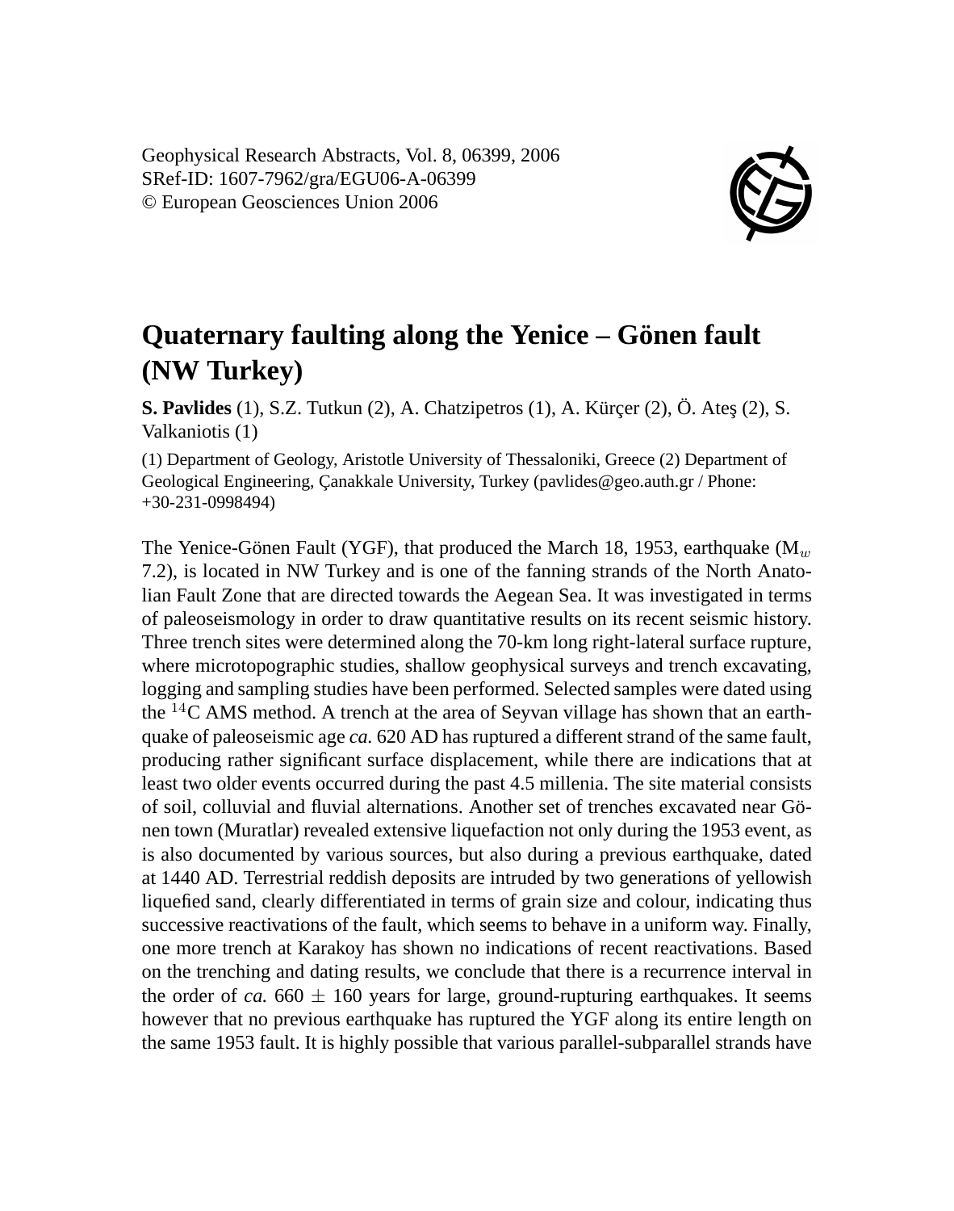# Quaternary faulting along the Yenice – Gönen fault (NW Turkey)

**S. Pavlides** (1), S.Z. Tutkun (2), A. Chatzipetros (1), A. Kürçer (2), Ö. Ateş (2), S. Valkaniotis (1)

(1) Department of Geology, Aristotle University of Thessaloniki, Greece (2) Department of Geological Engineering, Çanakkale University, Turkey (pavlides@geo.auth.gr / Phone: +30-231-0998494)

The Yenice-Gönen Fault (YGF), that produced the March 18, 1953, earthquake ($M_w$ 7.2), is located in NW Turkey and is one of the fanning strands of the North Anatolian Fault Zone that are directed towards the Aegean Sea. It was investigated in terms of paleoseismology in order to draw quantitative results on its recent seismic history. Three trench sites were determined along the 70-km long right-lateral surface rupture, where microtopographic studies, shallow geophysical surveys and trench excavating, logging and sampling studies have been performed. Selected samples were dated using the $^{14}$C AMS method. A trench at the area of Seyvan village has shown that an earthquake of paleoseismic age *ca.* 620 AD has ruptured a different strand of the same fault, producing rather significant surface displacement, while there are indications that at least two older events occurred during the past 4.5 millenia. The site material consists of soil, colluvial and fluvial alternations. Another set of trenches excavated near Gönen town (Muratlar) revealed extensive liquefaction not only during the 1953 event, as is also documented by various sources, but also during a previous earthquake, dated at 1440 AD. Terrestrial reddish deposits are intruded by two generations of yellowish liquefied sand, clearly differentiated in terms of grain size and colour, indicating thus successive reactivations of the fault, which seems to behave in a uniform way. Finally, one more trench at Karakoy has shown no indications of recent reactivations. Based on the trenching and dating results, we conclude that there is a recurrence interval in the order of *ca.* 660 $\pm$ 160 years for large, ground-rupturing earthquakes. It seems however that no previous earthquake has ruptured the YGF along its entire length on the same 1953 fault. It is highly possible that various parallel-subparallel strands have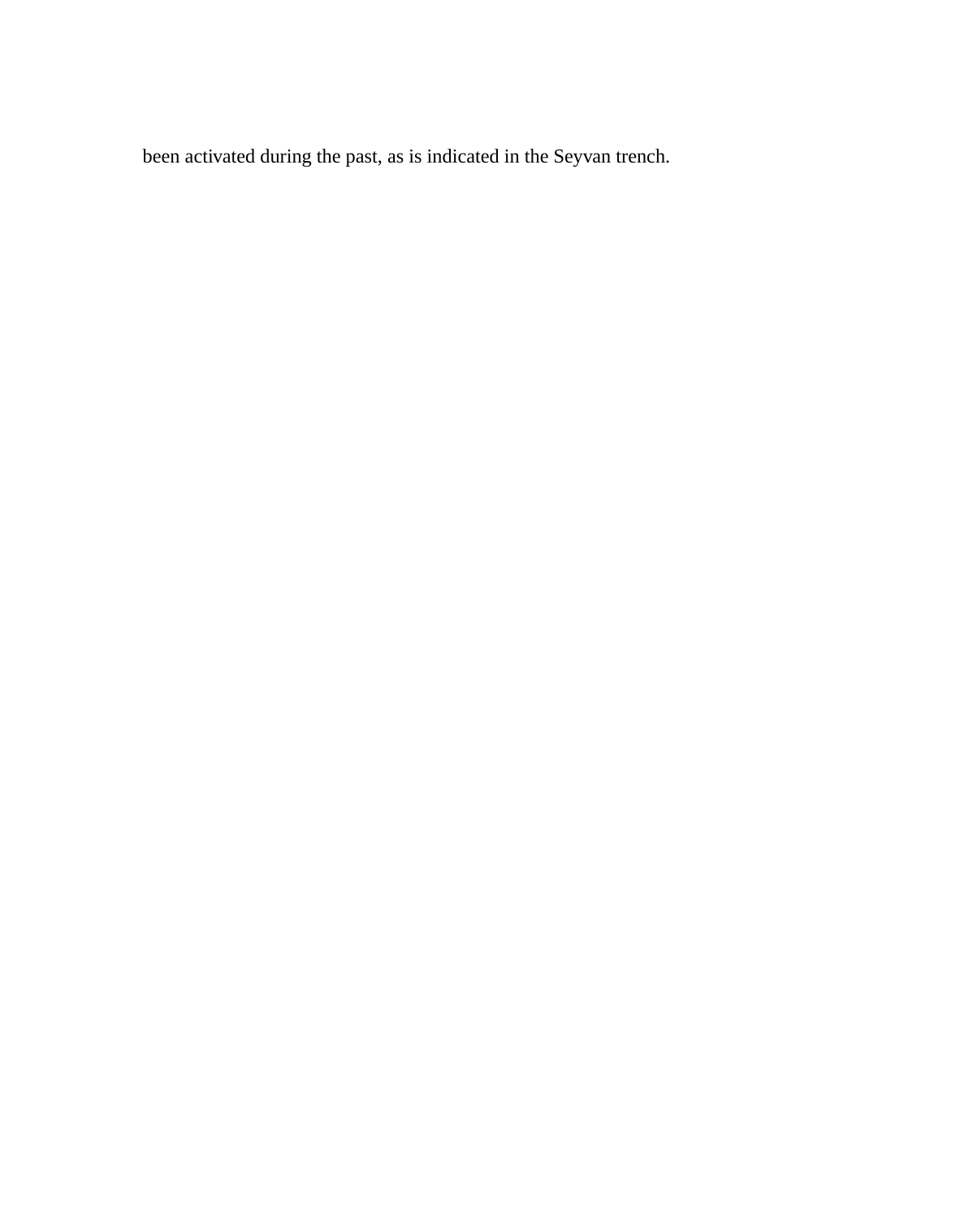been activated during the past, as is indicated in the Seyvan trench.